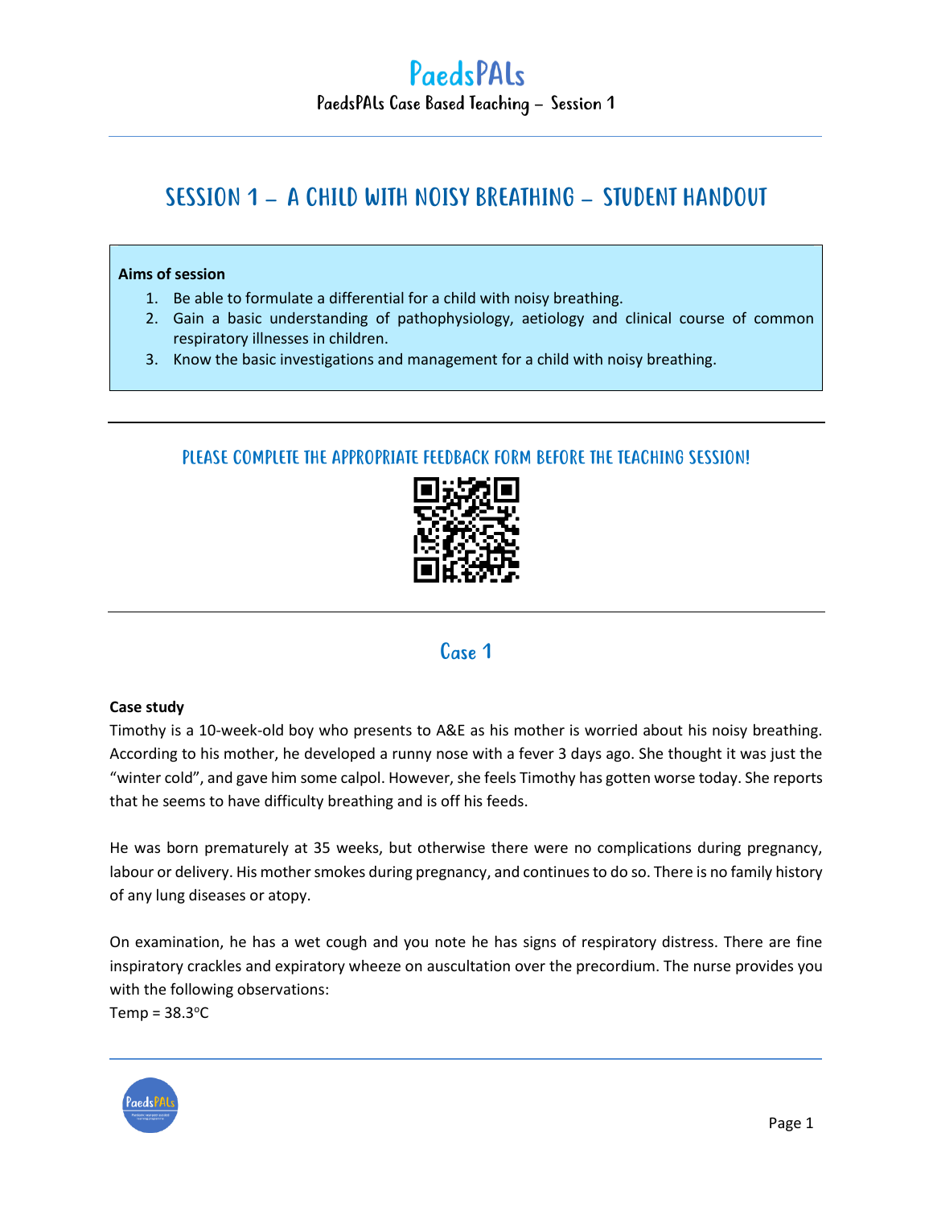# PaedsPALs

PaedsPALs Case Based Teaching – Session 1

## SESSION 1 – A CHILD WITH NOISY BREATHING – STUDENT HANDOUT

**Aims of session**

1. Be able to formulate a differential for a child with noisy breathing.
2. Gain a basic understanding of pathophysiology, aetiology and clinical course of common respiratory illnesses in children.
3. Know the basic investigations and management for a child with noisy breathing.

---

### PLEASE COMPLETE THE APPROPRIATE FEEDBACK FORM BEFORE THE TEACHING SESSION!

---

## Case 1

**Case study**

Timothy is a 10-week-old boy who presents to A&E as his mother is worried about his noisy breathing. According to his mother, he developed a runny nose with a fever 3 days ago. She thought it was just the "winter cold", and gave him some calpol. However, she feels Timothy has gotten worse today. She reports that he seems to have difficulty breathing and is off his feeds.

He was born prematurely at 35 weeks, but otherwise there were no complications during pregnancy, labour or delivery. His mother smokes during pregnancy, and continues to do so. There is no family history of any lung diseases or atopy.

On examination, he has a wet cough and you note he has signs of respiratory distress. There are fine inspiratory crackles and expiratory wheeze on auscultation over the precordium. The nurse provides you with the following observations:

Temp = 38.3°C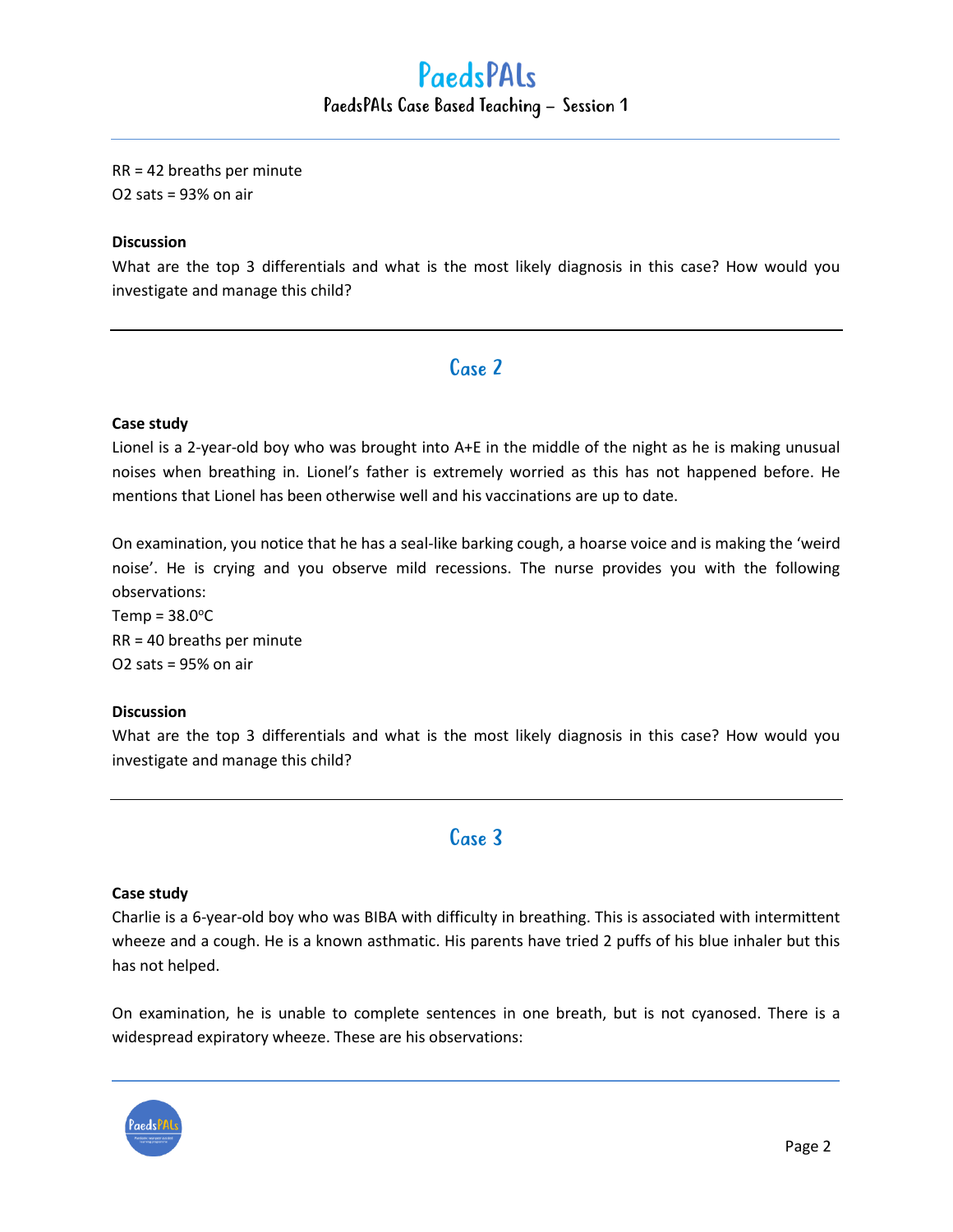RR = 42 breaths per minute
O2 sats = 93% on air

**Discussion**

What are the top 3 differentials and what is the most likely diagnosis in this case? How would you investigate and manage this child?

---

## Case 2

**Case study**

Lionel is a 2-year-old boy who was brought into A+E in the middle of the night as he is making unusual noises when breathing in. Lionel's father is extremely worried as this has not happened before. He mentions that Lionel has been otherwise well and his vaccinations are up to date.

On examination, you notice that he has a seal-like barking cough, a hoarse voice and is making the 'weird noise'. He is crying and you observe mild recessions. The nurse provides you with the following observations:

Temp = 38.0°C
RR = 40 breaths per minute
O2 sats = 95% on air

**Discussion**

What are the top 3 differentials and what is the most likely diagnosis in this case? How would you investigate and manage this child?

---

## Case 3

**Case study**

Charlie is a 6-year-old boy who was BIBA with difficulty in breathing. This is associated with intermittent wheeze and a cough. He is a known asthmatic. His parents have tried 2 puffs of his blue inhaler but this has not helped.

On examination, he is unable to complete sentences in one breath, but is not cyanosed. There is a widespread expiratory wheeze. These are his observations: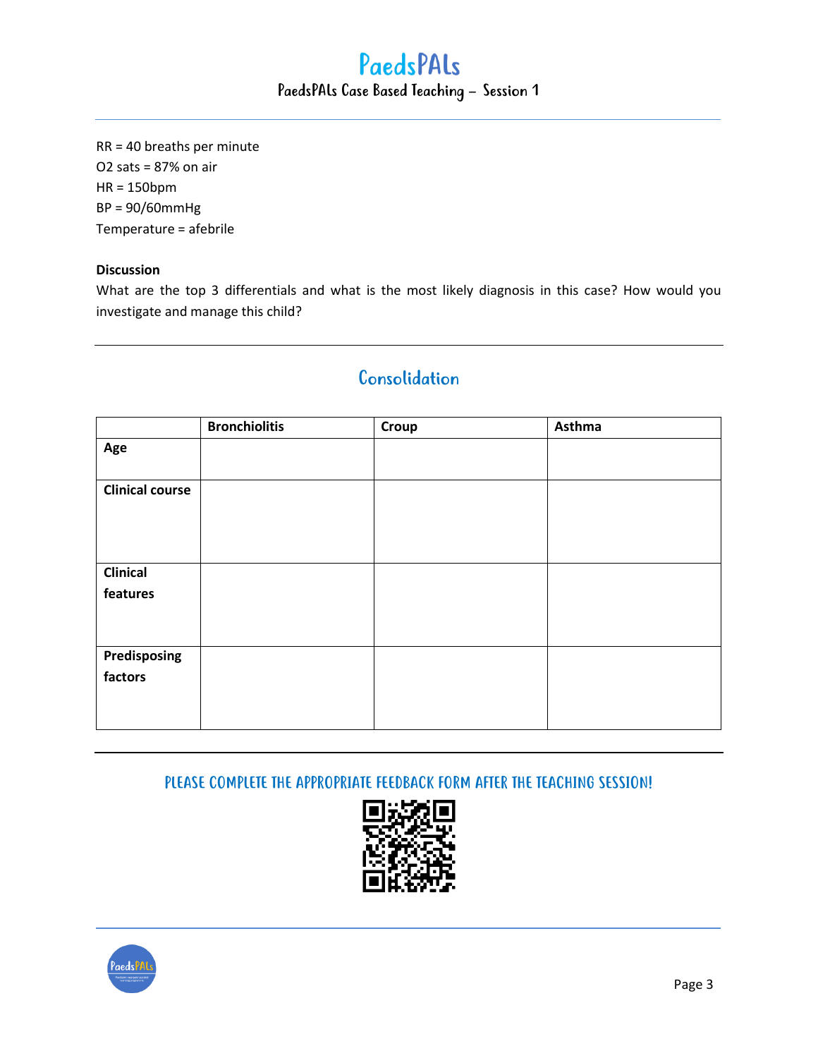RR = 40 breaths per minute
$O_2$ sats = 87% on air
HR = 150bpm
BP = 90/60mmHg
Temperature = afebrile

**Discussion**

What are the top 3 differentials and what is the most likely diagnosis in this case? How would you investigate and manage this child?

## Consolidation

| | Bronchiolitis | Croup | Asthma |
|---|---|---|---|
| **Age** | | | |
| **Clinical course** | | | |
| **Clinical features** | | | |
| **Predisposing factors** | | | |

PLEASE COMPLETE THE APPROPRIATE FEEDBACK FORM AFTER THE TEACHING SESSION!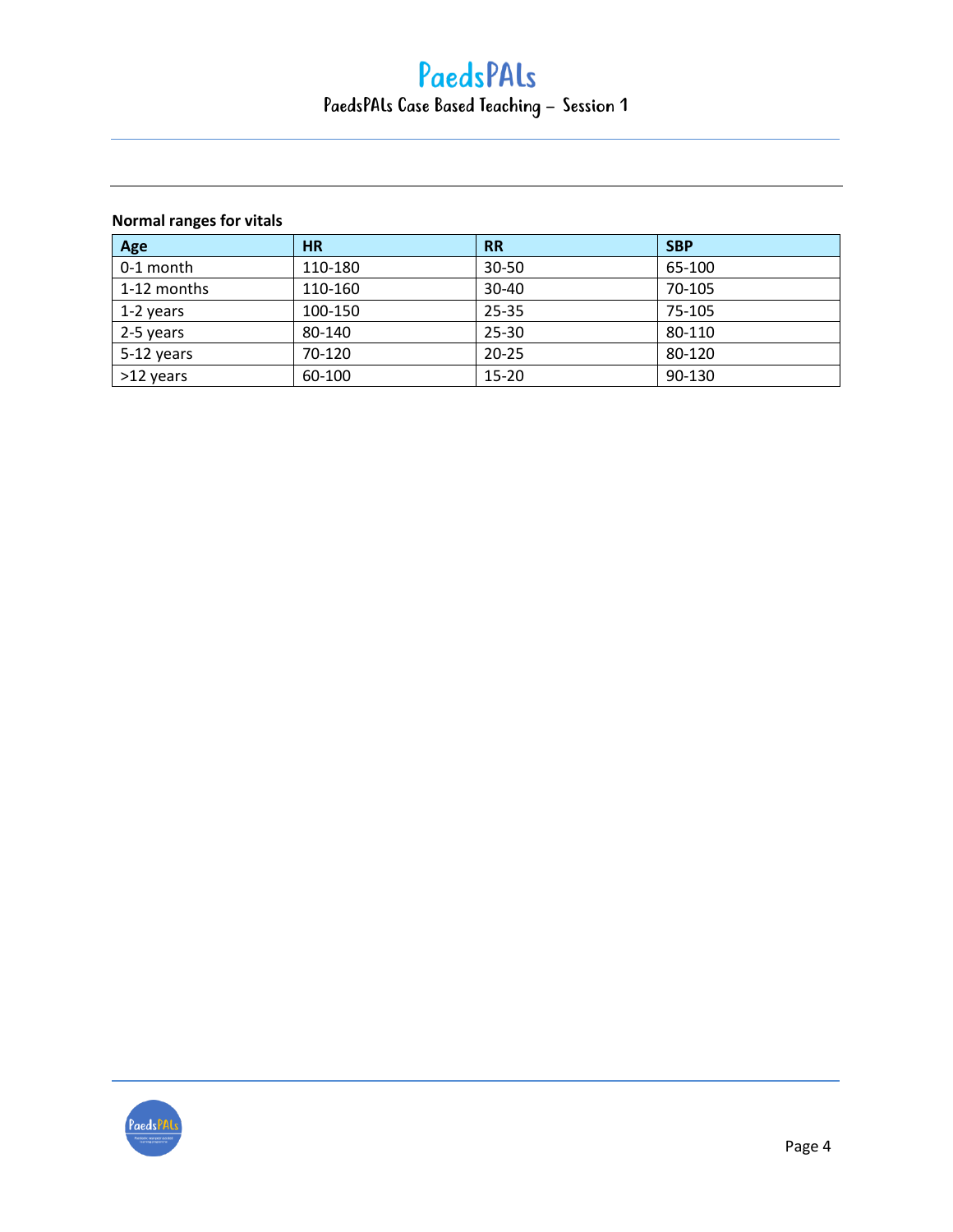**Normal ranges for vitals**

| Age | HR | RR | SBP |
|---|---|---|---|
| 0-1 month | 110-180 | 30-50 | 65-100 |
| 1-12 months | 110-160 | 30-40 | 70-105 |
| 1-2 years | 100-150 | 25-35 | 75-105 |
| 2-5 years | 80-140 | 25-30 | 80-110 |
| 5-12 years | 70-120 | 20-25 | 80-120 |
| >12 years | 60-100 | 15-20 | 90-130 |